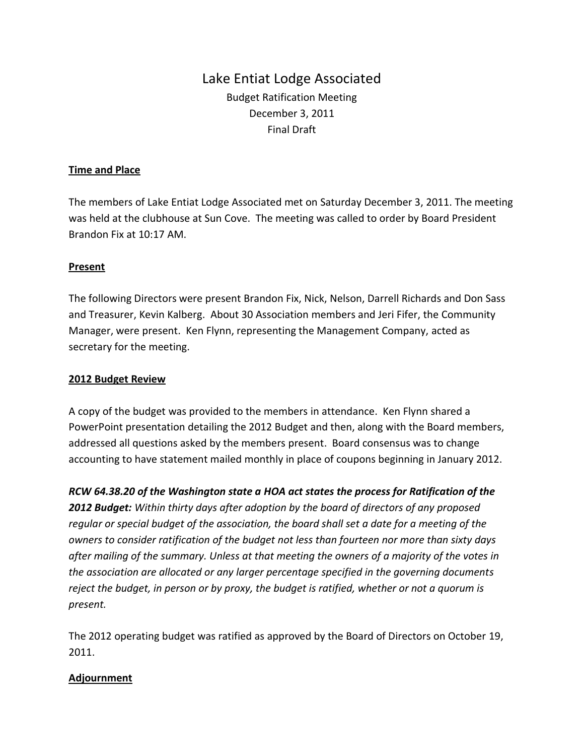# Lake Entiat Lodge Associated

Budget Ratification Meeting
December 3, 2011
Final Draft

**Time and Place**

The members of Lake Entiat Lodge Associated met on Saturday December 3, 2011. The meeting was held at the clubhouse at Sun Cove. The meeting was called to order by Board President Brandon Fix at 10:17 AM.

**Present**

The following Directors were present Brandon Fix, Nick, Nelson, Darrell Richards and Don Sass and Treasurer, Kevin Kalberg. About 30 Association members and Jeri Fifer, the Community Manager, were present. Ken Flynn, representing the Management Company, acted as secretary for the meeting.

**2012 Budget Review**

A copy of the budget was provided to the members in attendance. Ken Flynn shared a PowerPoint presentation detailing the 2012 Budget and then, along with the Board members, addressed all questions asked by the members present. Board consensus was to change accounting to have statement mailed monthly in place of coupons beginning in January 2012.

***RCW 64.38.20 of the Washington state a HOA act states the process for Ratification of the 2012 Budget:*** *Within thirty days after adoption by the board of directors of any proposed regular or special budget of the association, the board shall set a date for a meeting of the owners to consider ratification of the budget not less than fourteen nor more than sixty days after mailing of the summary. Unless at that meeting the owners of a majority of the votes in the association are allocated or any larger percentage specified in the governing documents reject the budget, in person or by proxy, the budget is ratified, whether or not a quorum is present.*

The 2012 operating budget was ratified as approved by the Board of Directors on October 19, 2011.

**Adjournment**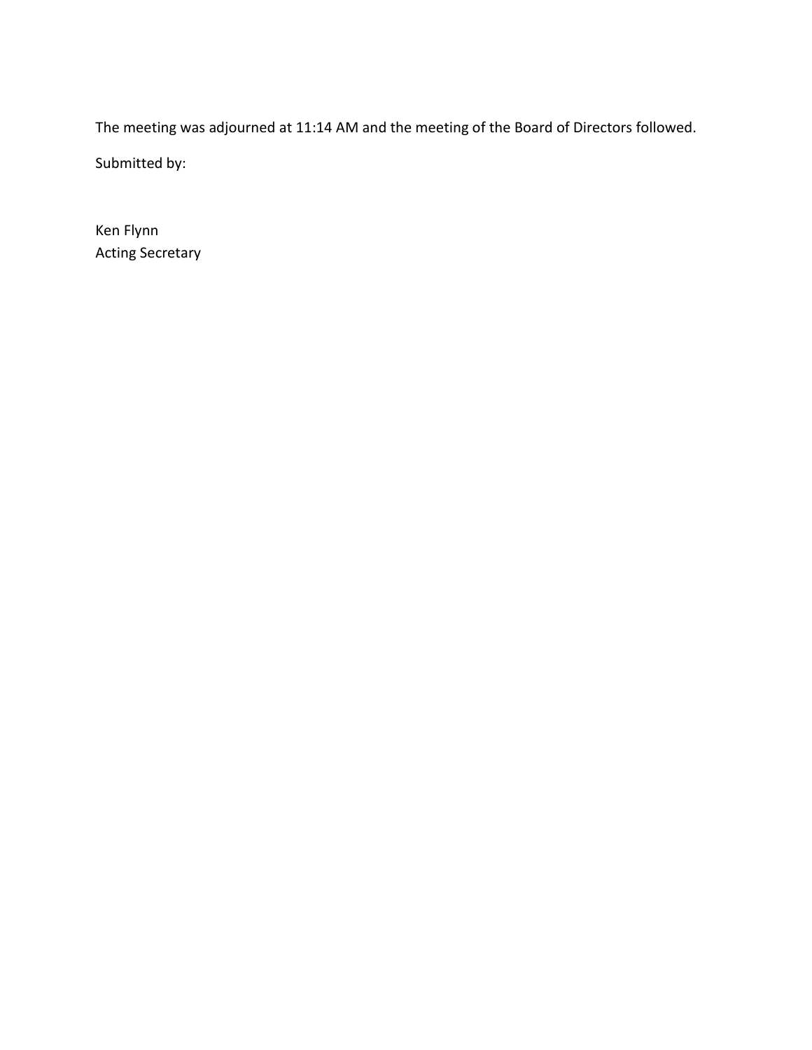The meeting was adjourned at 11:14 AM and the meeting of the Board of Directors followed.

Submitted by:

Ken Flynn
Acting Secretary